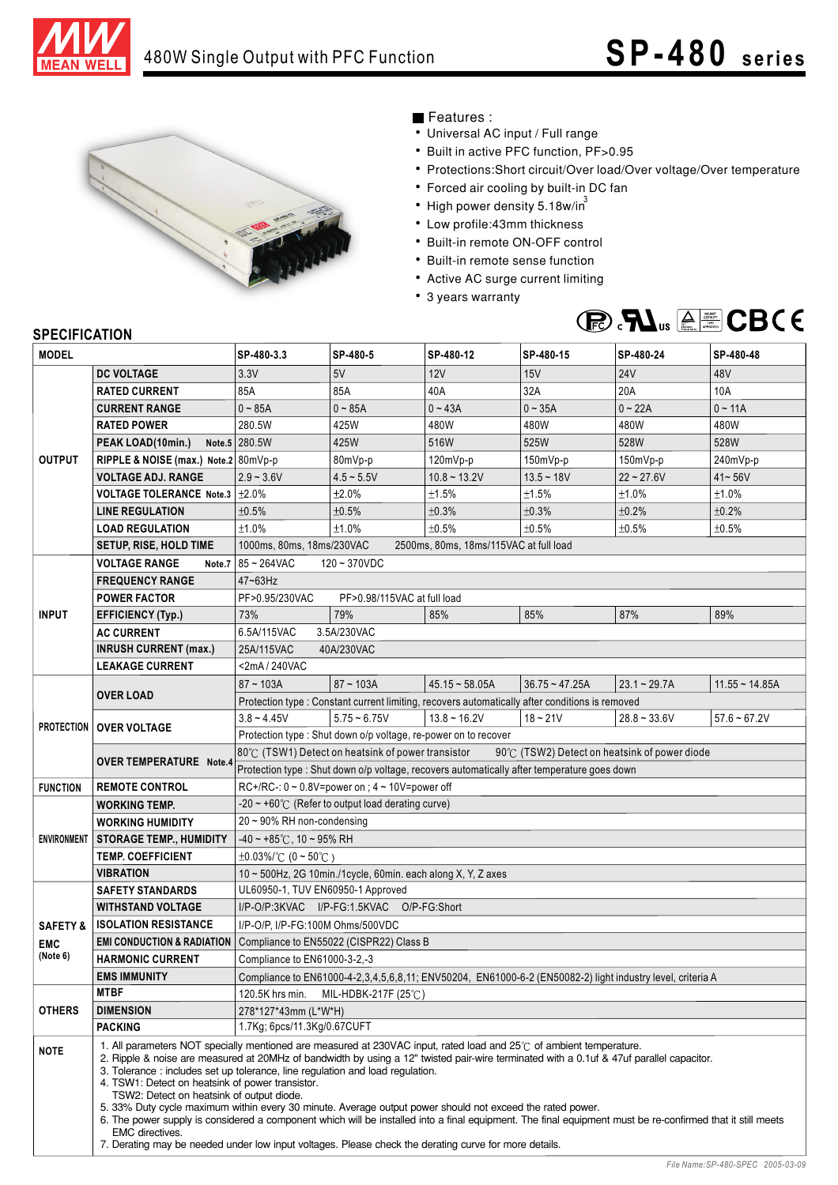# 480W Single Output with PFC Function

## SP-480 series

■ Features :

- Universal AC input / Full range
- Built in active PFC function, PF>0.95
- Protections:Short circuit/Over load/Over voltage/Over temperature
- Forced air cooling by built-in DC fan
- High power density 5.18w/in³
- Low profile:43mm thickness
- Built-in remote ON-OFF control
- Built-in remote sense function
- Active AC surge current limiting
- 3 years warranty

## SPECIFICATION

| MODEL | | SP-480-3.3 | SP-480-5 | SP-480-12 | SP-480-15 | SP-480-24 | SP-480-48 |
|---|---|---|---|---|---|---|---|
| OUTPUT | DC VOLTAGE | 3.3V | 5V | 12V | 15V | 24V | 48V |
| | RATED CURRENT | 85A | 85A | 40A | 32A | 20A | 10A |
| | CURRENT RANGE | 0 ~ 85A | 0 ~ 85A | 0 ~ 43A | 0 ~ 35A | 0 ~ 22A | 0 ~ 11A |
| | RATED POWER | 280.5W | 425W | 480W | 480W | 480W | 480W |
| | PEAK LOAD(10min.) Note.5 | 280.5W | 425W | 516W | 525W | 528W | 528W |
| | RIPPLE & NOISE (max.) Note.2 | 80mVp-p | 80mVp-p | 120mVp-p | 150mVp-p | 150mVp-p | 240mVp-p |
| | VOLTAGE ADJ. RANGE | 2.9 ~ 3.6V | 4.5 ~ 5.5V | 10.8 ~ 13.2V | 13.5 ~ 18V | 22 ~ 27.6V | 41~ 56V |
| | VOLTAGE TOLERANCE Note.3 | ±2.0% | ±2.0% | ±1.5% | ±1.5% | ±1.0% | ±1.0% |
| | LINE REGULATION | ±0.5% | ±0.5% | ±0.3% | ±0.3% | ±0.2% | ±0.2% |
| | LOAD REGULATION | ±1.0% | ±1.0% | ±0.5% | ±0.5% | ±0.5% | ±0.5% |
| | SETUP, RISE, HOLD TIME | 1000ms, 80ms, 18ms/230VAC 2500ms, 80ms, 18ms/115VAC at full load | | | | | |
| INPUT | VOLTAGE RANGE Note.7 | 85 ~ 264VAC 120 ~ 370VDC | | | | | |
| | FREQUENCY RANGE | 47~63Hz | | | | | |
| | POWER FACTOR | PF>0.95/230VAC PF>0.98/115VAC at full load | | | | | |
| | EFFICIENCY (Typ.) | 73% | 79% | 85% | 85% | 87% | 89% |
| | AC CURRENT | 6.5A/115VAC 3.5A/230VAC | | | | | |
| | INRUSH CURRENT (max.) | 25A/115VAC 40A/230VAC | | | | | |
| | LEAKAGE CURRENT | <2mA / 240VAC | | | | | |
| PROTECTION | OVER LOAD | 87 ~ 103A | 87 ~ 103A | 45.15 ~ 58.05A | 36.75 ~ 47.25A | 23.1 ~ 29.7A | 11.55 ~ 14.85A |
| | | Protection type : Constant current limiting, recovers automatically after conditions is removed | | | | | |
| | OVER VOLTAGE | 3.8 ~ 4.45V | 5.75 ~ 6.75V | 13.8 ~ 16.2V | 18 ~ 21V | 28.8 ~ 33.6V | 57.6 ~ 67.2V |
| | | Protection type : Shut down o/p voltage, re-power on to recover | | | | | |
| | OVER TEMPERATURE Note.4 | 80℃ (TSW1) Detect on heatsink of power transistor 90℃ (TSW2) Detect on heatsink of power diode | | | | | |
| | | Protection type : Shut down o/p voltage, recovers automatically after temperature goes down | | | | | |
| FUNCTION | REMOTE CONTROL | RC+/RC-: 0 ~ 0.8V=power on ; 4 ~ 10V=power off | | | | | |
| ENVIRONMENT | WORKING TEMP. | -20 ~ +60℃ (Refer to output load derating curve) | | | | | |
| | WORKING HUMIDITY | 20 ~ 90% RH non-condensing | | | | | |
| | STORAGE TEMP., HUMIDITY | -40 ~ +85℃, 10 ~ 95% RH | | | | | |
| | TEMP. COEFFICIENT | ±0.03%/℃ (0 ~ 50℃) | | | | | |
| | VIBRATION | 10 ~ 500Hz, 2G 10min./1cycle, 60min. each along X, Y, Z axes | | | | | |
| SAFETY & EMC (Note 6) | SAFETY STANDARDS | UL60950-1, TUV EN60950-1 Approved | | | | | |
| | WITHSTAND VOLTAGE | I/P-O/P:3KVAC I/P-FG:1.5KVAC O/P-FG:Short | | | | | |
| | ISOLATION RESISTANCE | I/P-O/P, I/P-FG:100M Ohms/500VDC | | | | | |
| | EMI CONDUCTION & RADIATION | Compliance to EN55022 (CISPR22) Class B | | | | | |
| | HARMONIC CURRENT | Compliance to EN61000-3-2,-3 | | | | | |
| | EMS IMMUNITY | Compliance to EN61000-4-2,3,4,5,6,8,11; ENV50204, EN61000-6-2 (EN50082-2) light industry level, criteria A | | | | | |
| OTHERS | MTBF | 120.5K hrs min. MIL-HDBK-217F (25℃) | | | | | |
| | DIMENSION | 278*127*43mm (L*W*H) | | | | | |
| | PACKING | 1.7Kg; 6pcs/11.3Kg/0.67CUFT | | | | | |

**NOTE**

1. All parameters NOT specially mentioned are measured at 230VAC input, rated load and 25℃ of ambient temperature.
2. Ripple & noise are measured at 20MHz of bandwidth by using a 12" twisted pair-wire terminated with a 0.1uf & 47uf parallel capacitor.
3. Tolerance : includes set up tolerance, line regulation and load regulation.
4. TSW1: Detect on heatsink of power transistor.
   TSW2: Detect on heatsink of output diode.
5. 33% Duty cycle maximum within every 30 minute. Average output power should not exceed the rated power.
6. The power supply is considered a component which will be installed into a final equipment. The final equipment must be re-confirmed that it still meets EMC directives.
7. Derating may be needed under low input voltages. Please check the derating curve for more details.

File Name:SP-480-SPEC 2005-03-09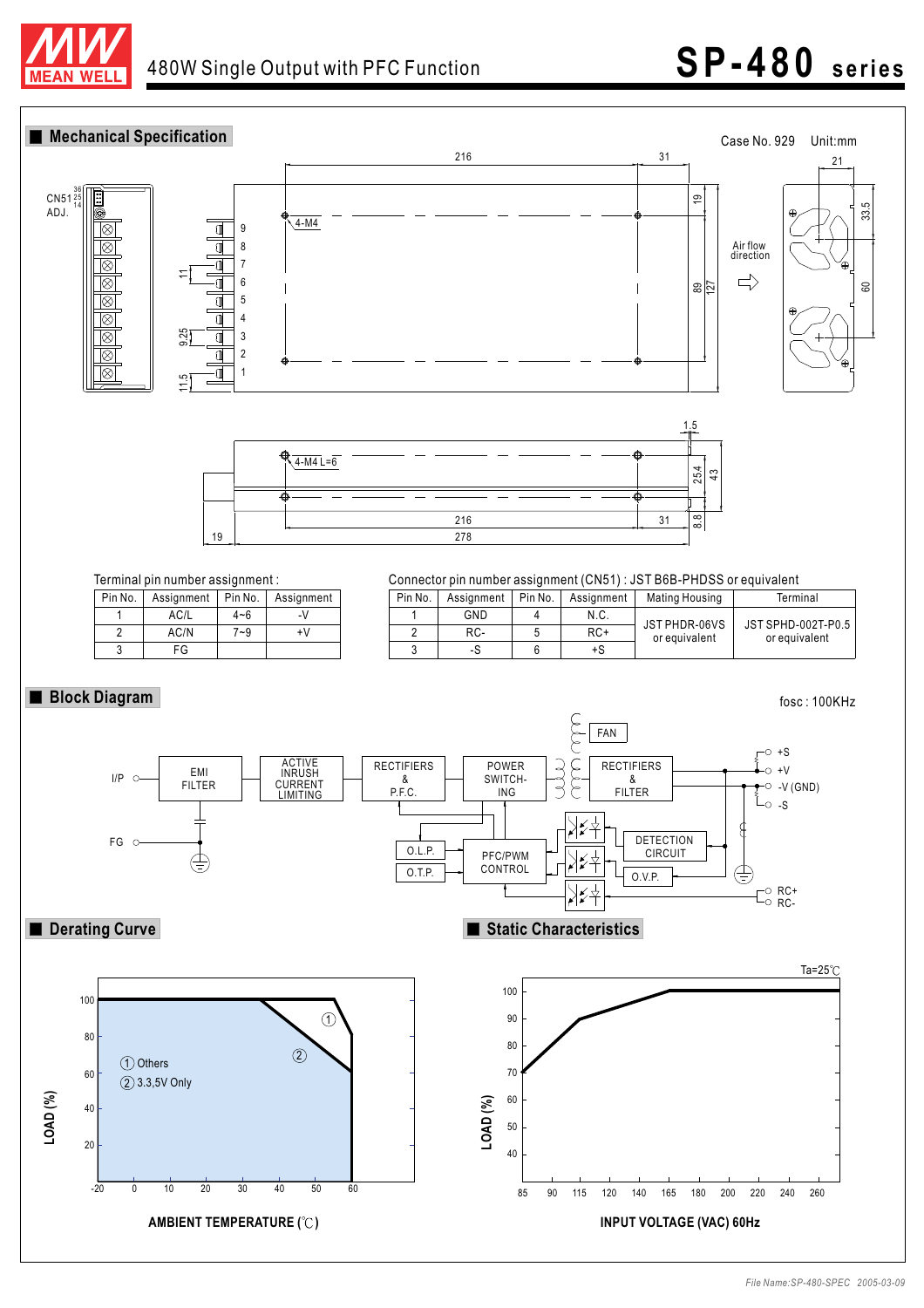## Mechanical Specification

Case No. 929 Unit:mm

216
31
21
19
33.5
89
127
60
4-M4
Air flow direction
CN51 36 25 14
ADJ.
9
8
7
6
5
4
3
2
1
11
9.25
11.5

1.5
4-M4 L=6
25.4
43
216
31
8.8
19
278

Terminal pin number assignment :

| Pin No. | Assignment | Pin No. | Assignment |
|---|---|---|---|
| 1 | AC/L | 4~6 | -V |
| 2 | AC/N | 7~9 | +V |
| 3 | FG | | |

Connector pin number assignment (CN51) : JST B6B-PHDSS or equivalent

| Pin No. | Assignment | Pin No. | Assignment | Mating Housing | Terminal |
|---|---|---|---|---|---|
| 1 | GND | 4 | N.C. | JST PHDR-06VS or equivalent | JST SPHD-002T-P0.5 or equivalent |
| 2 | RC- | 5 | RC+ | | |
| 3 | -S | 6 | +S | | |

## Block Diagram

fosc : 100KHz

I/P
FG
EMI FILTER
ACTIVE INRUSH CURRENT LIMITING
RECTIFIERS & P.F.C.
POWER SWITCHING
FAN
RECTIFIERS & FILTER
+S
+V
-V (GND)
-S
O.L.P.
O.T.P.
PFC/PWM CONTROL
DETECTION CIRCUIT
O.V.P.
RC+
RC-

## Derating Curve

LOAD (%)
100
80
60
40
20
-20 0 10 20 30 40 50 60
AMBIENT TEMPERATURE (℃)
① Others
② 3.3,5V Only

## Static Characteristics

Ta=25℃
LOAD (%)
100
90
80
70
60
50
40
85 90 115 120 140 165 180 200 220 240 260
INPUT VOLTAGE (VAC) 60Hz